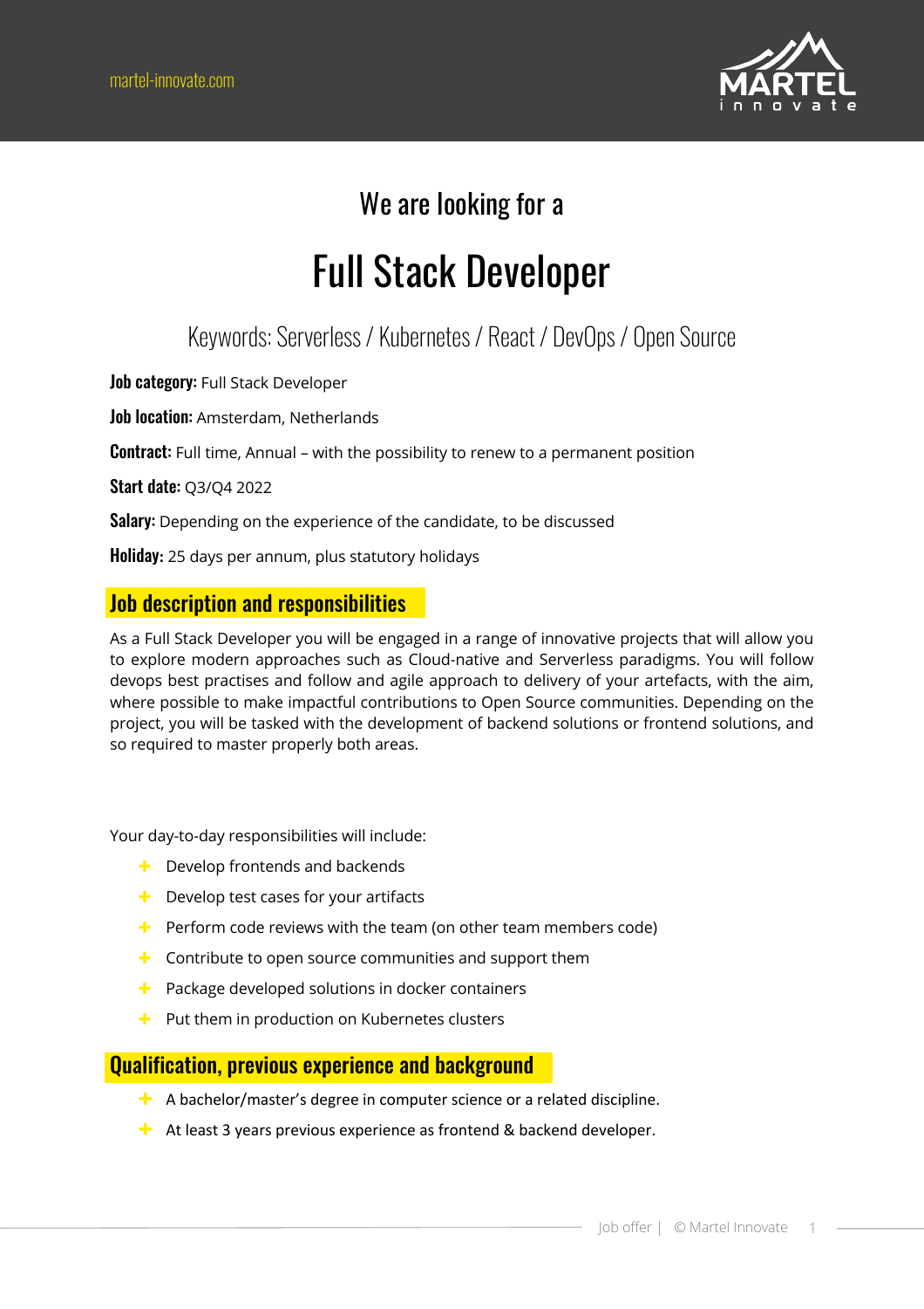We are looking for a

# Full Stack Developer

Keywords: Serverless / Kubernetes / React / DevOps / Open Source

**Job category:** Full Stack Developer

**Job location:** Amsterdam, Netherlands

**Contract:** Full time, Annual – with the possibility to renew to a permanent position

**Start date:** Q3/Q4 2022

**Salary:** Depending on the experience of the candidate, to be discussed

**Holiday:** 25 days per annum, plus statutory holidays

## Job description and responsibilities

As a Full Stack Developer you will be engaged in a range of innovative projects that will allow you to explore modern approaches such as Cloud-native and Serverless paradigms. You will follow devops best practises and follow and agile approach to delivery of your artefacts, with the aim, where possible to make impactful contributions to Open Source communities. Depending on the project, you will be tasked with the development of backend solutions or frontend solutions, and so required to master properly both areas.

Your day-to-day responsibilities will include:

- Develop frontends and backends
- Develop test cases for your artifacts
- Perform code reviews with the team (on other team members code)
- Contribute to open source communities and support them
- Package developed solutions in docker containers
- Put them in production on Kubernetes clusters

## Qualification, previous experience and background

- A bachelor/master's degree in computer science or a related discipline.
- At least 3 years previous experience as frontend & backend developer.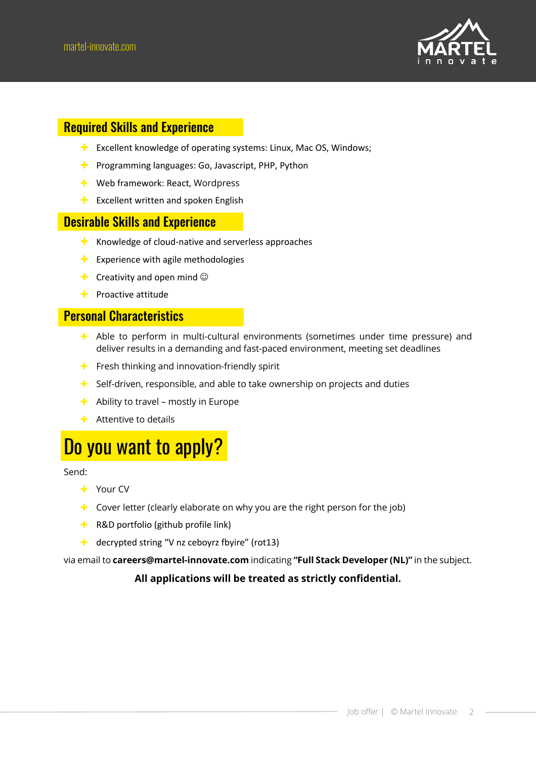## Required Skills and Experience

- Excellent knowledge of operating systems: Linux, Mac OS, Windows;
- Programming languages: Go, Javascript, PHP, Python
- Web framework: React, Wordpress
- Excellent written and spoken English

## Desirable Skills and Experience

- Knowledge of cloud-native and serverless approaches
- Experience with agile methodologies
- Creativity and open mind ☺
- Proactive attitude

## Personal Characteristics

- Able to perform in multi-cultural environments (sometimes under time pressure) and deliver results in a demanding and fast-paced environment, meeting set deadlines
- Fresh thinking and innovation-friendly spirit
- Self-driven, responsible, and able to take ownership on projects and duties
- Ability to travel – mostly in Europe
- Attentive to details

# Do you want to apply?

Send:

- Your CV
- Cover letter (clearly elaborate on why you are the right person for the job)
- R&D portfolio (github profile link)
- decrypted string "V nz ceboyrz fbyire" (rot13)

via email to **careers@martel-innovate.com** indicating **"Full Stack Developer (NL)"** in the subject.

**All applications will be treated as strictly confidential.**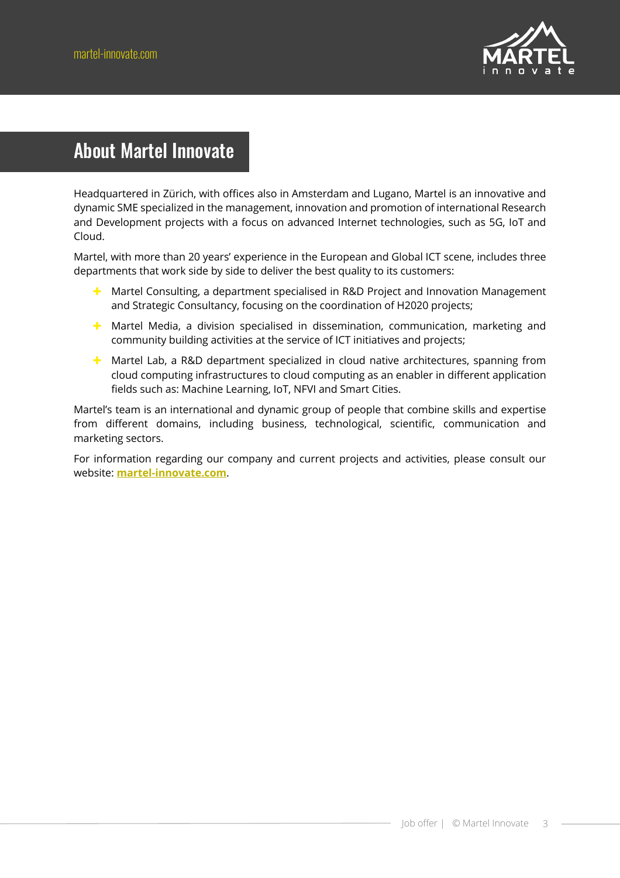# About Martel Innovate

Headquartered in Zürich, with offices also in Amsterdam and Lugano, Martel is an innovative and dynamic SME specialized in the management, innovation and promotion of international Research and Development projects with a focus on advanced Internet technologies, such as 5G, IoT and Cloud.

Martel, with more than 20 years' experience in the European and Global ICT scene, includes three departments that work side by side to deliver the best quality to its customers:

- Martel Consulting, a department specialised in R&D Project and Innovation Management and Strategic Consultancy, focusing on the coordination of H2020 projects;
- Martel Media, a division specialised in dissemination, communication, marketing and community building activities at the service of ICT initiatives and projects;
- Martel Lab, a R&D department specialized in cloud native architectures, spanning from cloud computing infrastructures to cloud computing as an enabler in different application fields such as: Machine Learning, IoT, NFVI and Smart Cities.

Martel's team is an international and dynamic group of people that combine skills and expertise from different domains, including business, technological, scientific, communication and marketing sectors.

For information regarding our company and current projects and activities, please consult our website: **martel-innovate.com**.